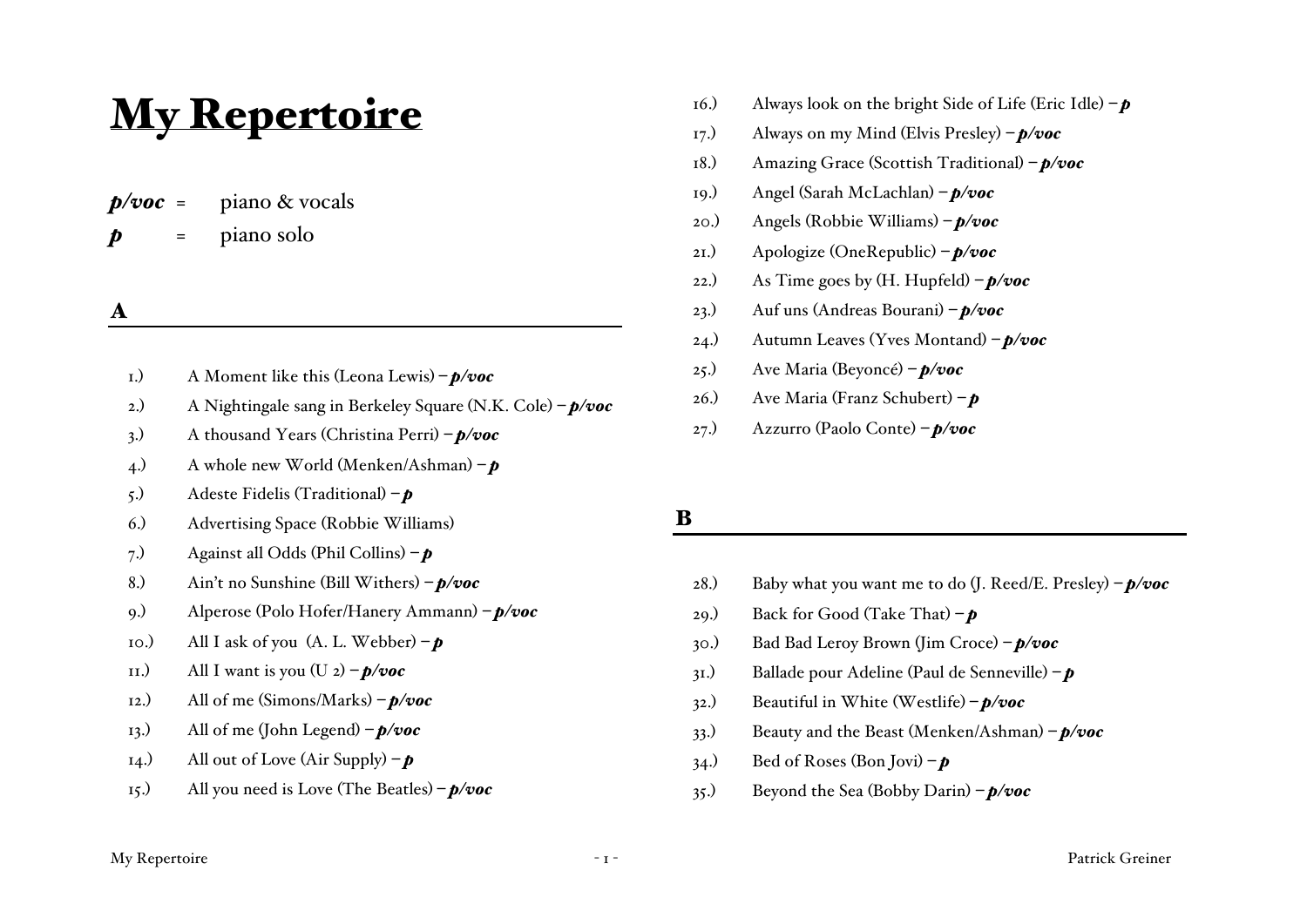# My Repertoire

***p/voc*** = piano & vocals
***p*** = piano solo

## A

1.) A Moment like this (Leona Lewis) – ***p/voc***
2.) A Nightingale sang in Berkeley Square (N.K. Cole) – ***p/voc***
3.) A thousand Years (Christina Perri) – ***p/voc***
4.) A whole new World (Menken/Ashman) – ***p***
5.) Adeste Fidelis (Traditional) – ***p***
6.) Advertising Space (Robbie Williams)
7.) Against all Odds (Phil Collins) – ***p***
8.) Ain't no Sunshine (Bill Withers) – ***p/voc***
9.) Alperose (Polo Hofer/Hanery Ammann) – ***p/voc***
10.) All I ask of you (A. L. Webber) – ***p***
11.) All I want is you (U 2) – ***p/voc***
12.) All of me (Simons/Marks) – ***p/voc***
13.) All of me (John Legend) – ***p/voc***
14.) All out of Love (Air Supply) – ***p***
15.) All you need is Love (The Beatles) – ***p/voc***
16.) Always look on the bright Side of Life (Eric Idle) – ***p***
17.) Always on my Mind (Elvis Presley) – ***p/voc***
18.) Amazing Grace (Scottish Traditional) – ***p/voc***
19.) Angel (Sarah McLachlan) – ***p/voc***
20.) Angels (Robbie Williams) – ***p/voc***
21.) Apologize (OneRepublic) – ***p/voc***
22.) As Time goes by (H. Hupfeld) – ***p/voc***
23.) Auf uns (Andreas Bourani) – ***p/voc***
24.) Autumn Leaves (Yves Montand) – ***p/voc***
25.) Ave Maria (Beyoncé) – ***p/voc***
26.) Ave Maria (Franz Schubert) – ***p***
27.) Azzurro (Paolo Conte) – ***p/voc***

## B

28.) Baby what you want me to do (J. Reed/E. Presley) – ***p/voc***
29.) Back for Good (Take That) – ***p***
30.) Bad Bad Leroy Brown (Jim Croce) – ***p/voc***
31.) Ballade pour Adeline (Paul de Senneville) – ***p***
32.) Beautiful in White (Westlife) – ***p/voc***
33.) Beauty and the Beast (Menken/Ashman) – ***p/voc***
34.) Bed of Roses (Bon Jovi) – ***p***
35.) Beyond the Sea (Bobby Darin) – ***p/voc***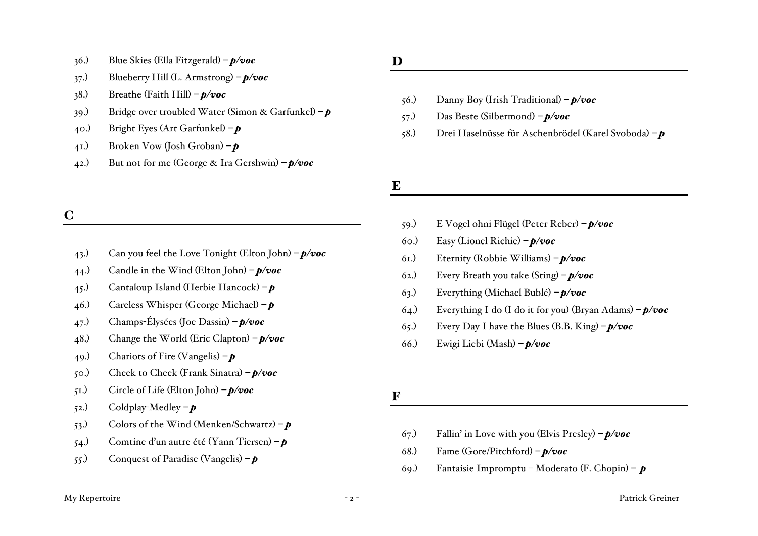36.) Blue Skies (Ella Fitzgerald) – ***p/voc***

37.) Blueberry Hill (L. Armstrong) – ***p/voc***

38.) Breathe (Faith Hill) – ***p/voc***

39.) Bridge over troubled Water (Simon & Garfunkel) – ***p***

40.) Bright Eyes (Art Garfunkel) – ***p***

41.) Broken Vow (Josh Groban) – ***p***

42.) But not for me (George & Ira Gershwin) – ***p/voc***

## C

43.) Can you feel the Love Tonight (Elton John) – ***p/voc***

44.) Candle in the Wind (Elton John) – ***p/voc***

45.) Cantaloup Island (Herbie Hancock) – ***p***

46.) Careless Whisper (George Michael) – ***p***

47.) Champs-Élysées (Joe Dassin) – ***p/voc***

48.) Change the World (Eric Clapton) – ***p/voc***

49.) Chariots of Fire (Vangelis) – ***p***

50.) Cheek to Cheek (Frank Sinatra) – ***p/voc***

51.) Circle of Life (Elton John) – ***p/voc***

52.) Coldplay-Medley – ***p***

53.) Colors of the Wind (Menken/Schwartz) – ***p***

54.) Comtine d'un autre été (Yann Tiersen) – ***p***

55.) Conquest of Paradise (Vangelis) – ***p***

## D

56.) Danny Boy (Irish Traditional) – ***p/voc***

57.) Das Beste (Silbermond) – ***p/voc***

58.) Drei Haselnüsse für Aschenbrödel (Karel Svoboda) – ***p***

## E

59.) E Vogel ohni Flügel (Peter Reber) – ***p/voc***

60.) Easy (Lionel Richie) – ***p/voc***

61.) Eternity (Robbie Williams) – ***p/voc***

62.) Every Breath you take (Sting) – ***p/voc***

63.) Everything (Michael Bublé) – ***p/voc***

64.) Everything I do (I do it for you) (Bryan Adams) – ***p/voc***

65.) Every Day I have the Blues (B.B. King) – ***p/voc***

66.) Ewigi Liebi (Mash) – ***p/voc***

## F

67.) Fallin' in Love with you (Elvis Presley) – ***p/voc***

68.) Fame (Gore/Pitchford) – ***p/voc***

69.) Fantaisie Impromptu – Moderato (F. Chopin) – ***p***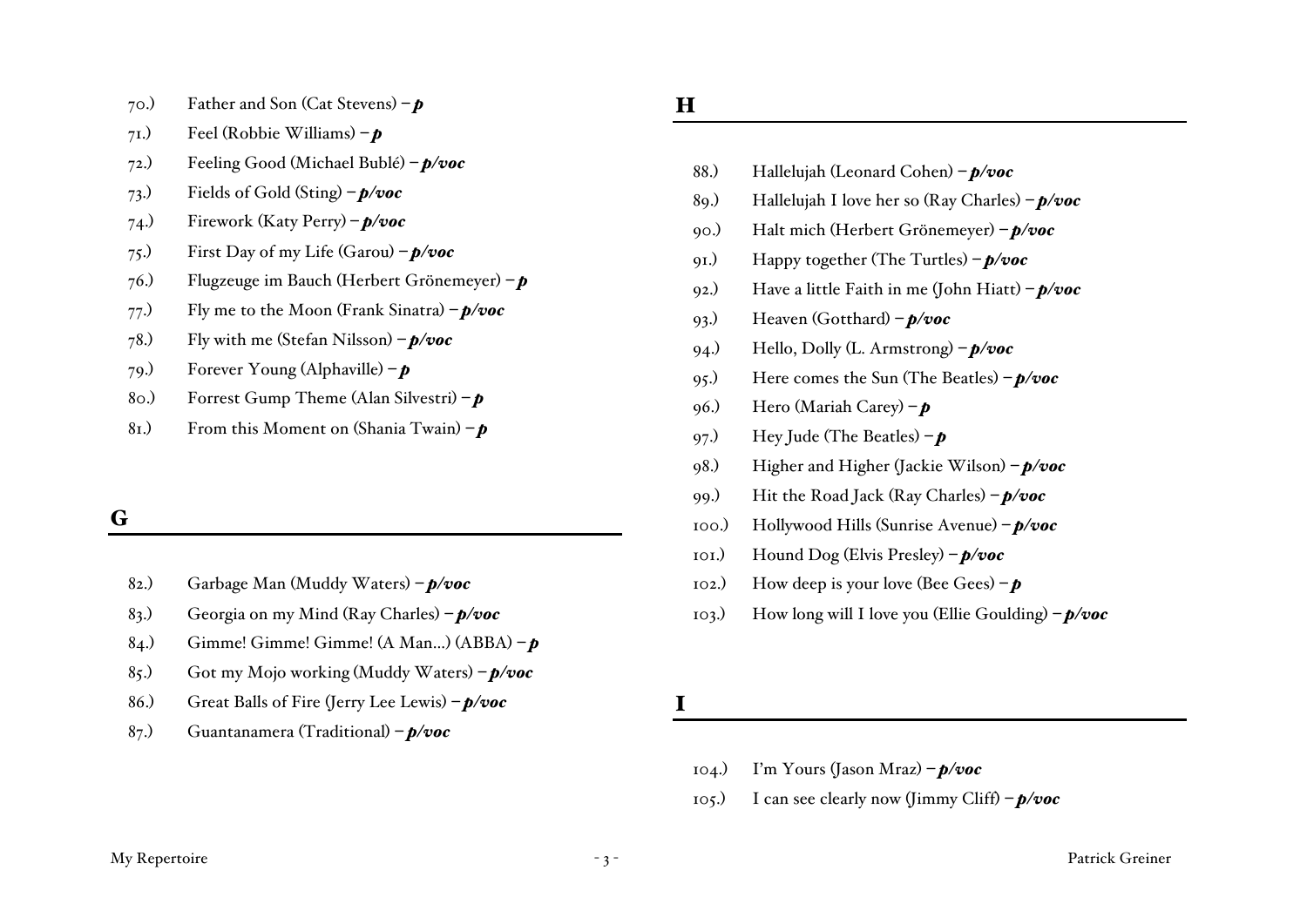70.) Father and Son (Cat Stevens) – ***p***

71.) Feel (Robbie Williams) – ***p***

72.) Feeling Good (Michael Bublé) – ***p/voc***

73.) Fields of Gold (Sting) – ***p/voc***

74.) Firework (Katy Perry) – ***p/voc***

75.) First Day of my Life (Garou) – ***p/voc***

76.) Flugzeuge im Bauch (Herbert Grönemeyer) – ***p***

77.) Fly me to the Moon (Frank Sinatra) – ***p/voc***

78.) Fly with me (Stefan Nilsson) – ***p/voc***

79.) Forever Young (Alphaville) – ***p***

80.) Forrest Gump Theme (Alan Silvestri) – ***p***

81.) From this Moment on (Shania Twain) – ***p***

## G

82.) Garbage Man (Muddy Waters) – ***p/voc***

83.) Georgia on my Mind (Ray Charles) – ***p/voc***

84.) Gimme! Gimme! Gimme! (A Man...) (ABBA) – ***p***

85.) Got my Mojo working (Muddy Waters) – ***p/voc***

86.) Great Balls of Fire (Jerry Lee Lewis) – ***p/voc***

87.) Guantanamera (Traditional) – ***p/voc***

## H

88.) Hallelujah (Leonard Cohen) – ***p/voc***

89.) Hallelujah I love her so (Ray Charles) – ***p/voc***

90.) Halt mich (Herbert Grönemeyer) – ***p/voc***

91.) Happy together (The Turtles) – ***p/voc***

92.) Have a little Faith in me (John Hiatt) – ***p/voc***

93.) Heaven (Gotthard) – ***p/voc***

94.) Hello, Dolly (L. Armstrong) – ***p/voc***

95.) Here comes the Sun (The Beatles) – ***p/voc***

96.) Hero (Mariah Carey) – ***p***

97.) Hey Jude (The Beatles) – ***p***

98.) Higher and Higher (Jackie Wilson) – ***p/voc***

99.) Hit the Road Jack (Ray Charles) – ***p/voc***

100.) Hollywood Hills (Sunrise Avenue) – ***p/voc***

101.) Hound Dog (Elvis Presley) – ***p/voc***

102.) How deep is your love (Bee Gees) – ***p***

103.) How long will I love you (Ellie Goulding) – ***p/voc***

## I

104.) I'm Yours (Jason Mraz) – ***p/voc***

105.) I can see clearly now (Jimmy Cliff) – ***p/voc***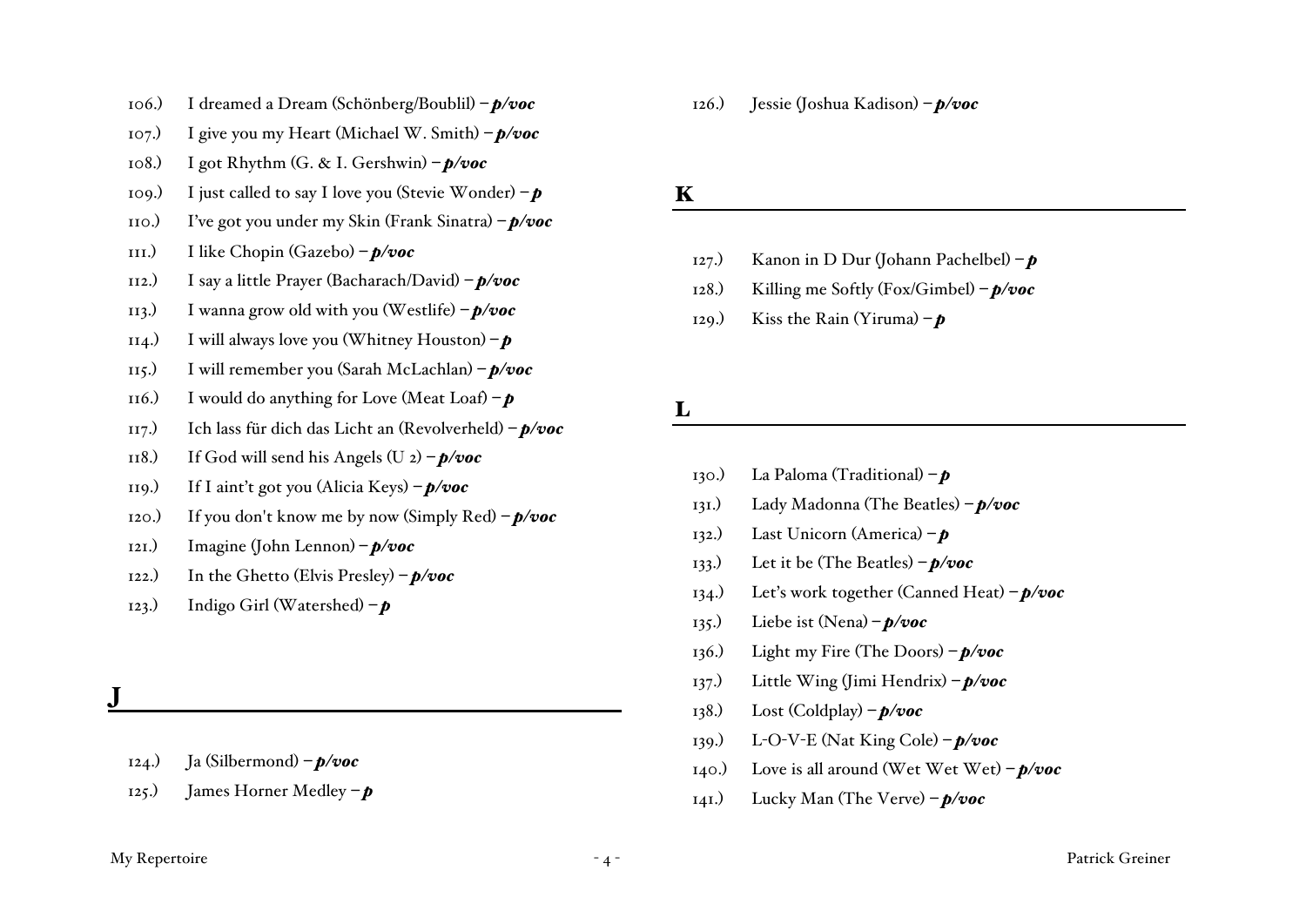106.) I dreamed a Dream (Schönberg/Boublil) – ***p/voc***
107.) I give you my Heart (Michael W. Smith) – ***p/voc***
108.) I got Rhythm (G. & I. Gershwin) – ***p/voc***
109.) I just called to say I love you (Stevie Wonder) – ***p***
110.) I've got you under my Skin (Frank Sinatra) – ***p/voc***
111.) I like Chopin (Gazebo) – ***p/voc***
112.) I say a little Prayer (Bacharach/David) – ***p/voc***
113.) I wanna grow old with you (Westlife) – ***p/voc***
114.) I will always love you (Whitney Houston) – ***p***
115.) I will remember you (Sarah McLachlan) – ***p/voc***
116.) I would do anything for Love (Meat Loaf) – ***p***
117.) Ich lass für dich das Licht an (Revolverheld) – ***p/voc***
118.) If God will send his Angels (U 2) – ***p/voc***
119.) If I aint't got you (Alicia Keys) – ***p/voc***
120.) If you don't know me by now (Simply Red) – ***p/voc***
121.) Imagine (John Lennon) – ***p/voc***
122.) In the Ghetto (Elvis Presley) – ***p/voc***
123.) Indigo Girl (Watershed) – ***p***

## J

124.) Ja (Silbermond) – ***p/voc***
125.) James Horner Medley – ***p***
126.) Jessie (Joshua Kadison) – ***p/voc***

## K

127.) Kanon in D Dur (Johann Pachelbel) – ***p***
128.) Killing me Softly (Fox/Gimbel) – ***p/voc***
129.) Kiss the Rain (Yiruma) – ***p***

## L

130.) La Paloma (Traditional) – ***p***
131.) Lady Madonna (The Beatles) – ***p/voc***
132.) Last Unicorn (America) – ***p***
133.) Let it be (The Beatles) – ***p/voc***
134.) Let's work together (Canned Heat) – ***p/voc***
135.) Liebe ist (Nena) – ***p/voc***
136.) Light my Fire (The Doors) – ***p/voc***
137.) Little Wing (Jimi Hendrix) – ***p/voc***
138.) Lost (Coldplay) – ***p/voc***
139.) L-O-V-E (Nat King Cole) – ***p/voc***
140.) Love is all around (Wet Wet Wet) – ***p/voc***
141.) Lucky Man (The Verve) – ***p/voc***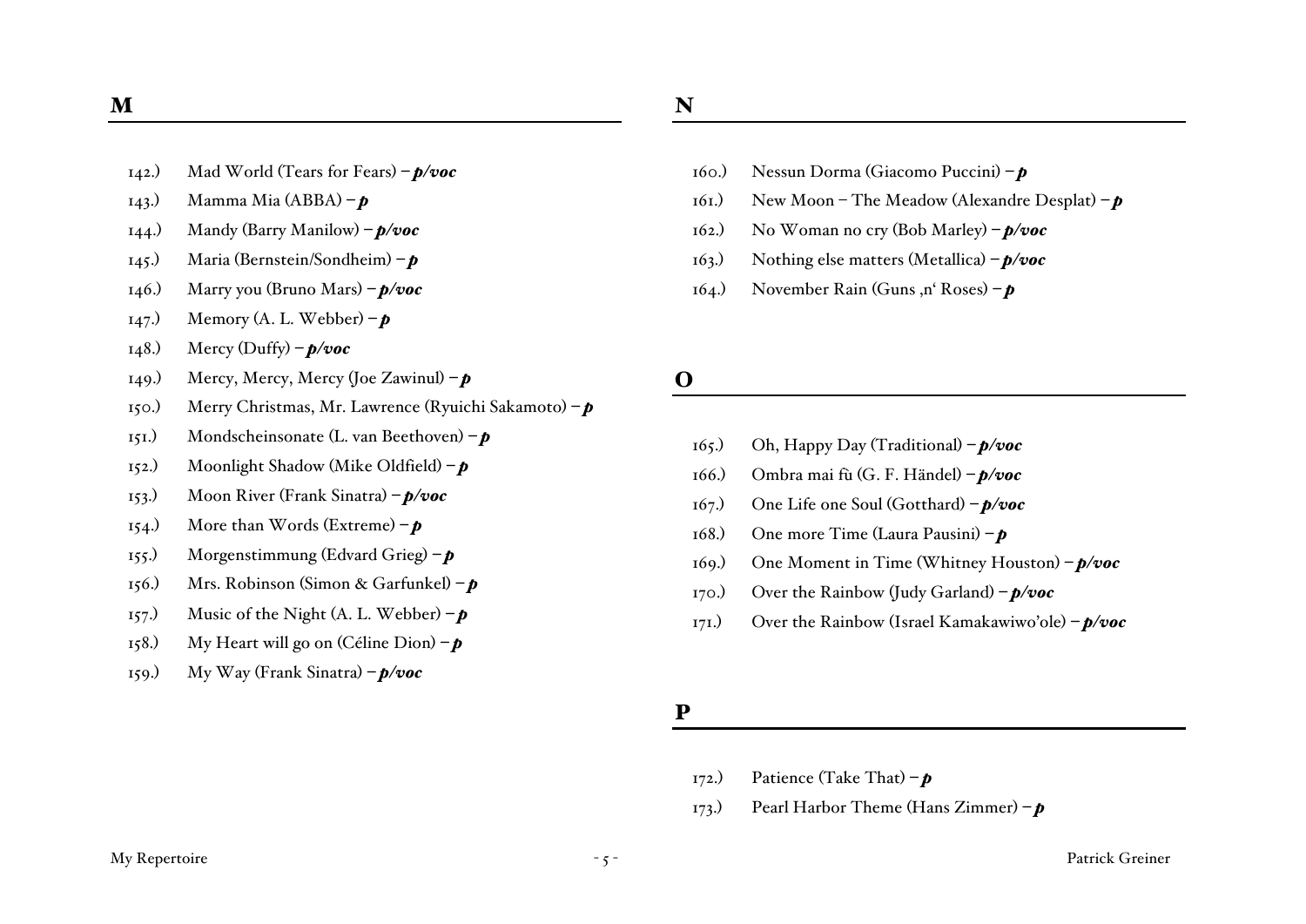## M

142.) Mad World (Tears for Fears) – ***p/voc***

143.) Mamma Mia (ABBA) – ***p***

144.) Mandy (Barry Manilow) – ***p/voc***

145.) Maria (Bernstein/Sondheim) – ***p***

146.) Marry you (Bruno Mars) – ***p/voc***

147.) Memory (A. L. Webber) – ***p***

148.) Mercy (Duffy) – ***p/voc***

149.) Mercy, Mercy, Mercy (Joe Zawinul) – ***p***

150.) Merry Christmas, Mr. Lawrence (Ryuichi Sakamoto) – ***p***

151.) Mondscheinsonate (L. van Beethoven) – ***p***

152.) Moonlight Shadow (Mike Oldfield) – ***p***

153.) Moon River (Frank Sinatra) – ***p/voc***

154.) More than Words (Extreme) – ***p***

155.) Morgenstimmung (Edvard Grieg) – ***p***

156.) Mrs. Robinson (Simon & Garfunkel) – ***p***

157.) Music of the Night (A. L. Webber) – ***p***

158.) My Heart will go on (Céline Dion) – ***p***

159.) My Way (Frank Sinatra) – ***p/voc***

## N

160.) Nessun Dorma (Giacomo Puccini) – ***p***

161.) New Moon – The Meadow (Alexandre Desplat) – ***p***

162.) No Woman no cry (Bob Marley) – ***p/voc***

163.) Nothing else matters (Metallica) – ***p/voc***

164.) November Rain (Guns ‚n' Roses) – ***p***

## O

165.) Oh, Happy Day (Traditional) – ***p/voc***

166.) Ombra mai fù (G. F. Händel) – ***p/voc***

167.) One Life one Soul (Gotthard) – ***p/voc***

168.) One more Time (Laura Pausini) – ***p***

169.) One Moment in Time (Whitney Houston) – ***p/voc***

170.) Over the Rainbow (Judy Garland) – ***p/voc***

171.) Over the Rainbow (Israel Kamakawiwo'ole) – ***p/voc***

## P

172.) Patience (Take That) – ***p***

173.) Pearl Harbor Theme (Hans Zimmer) – ***p***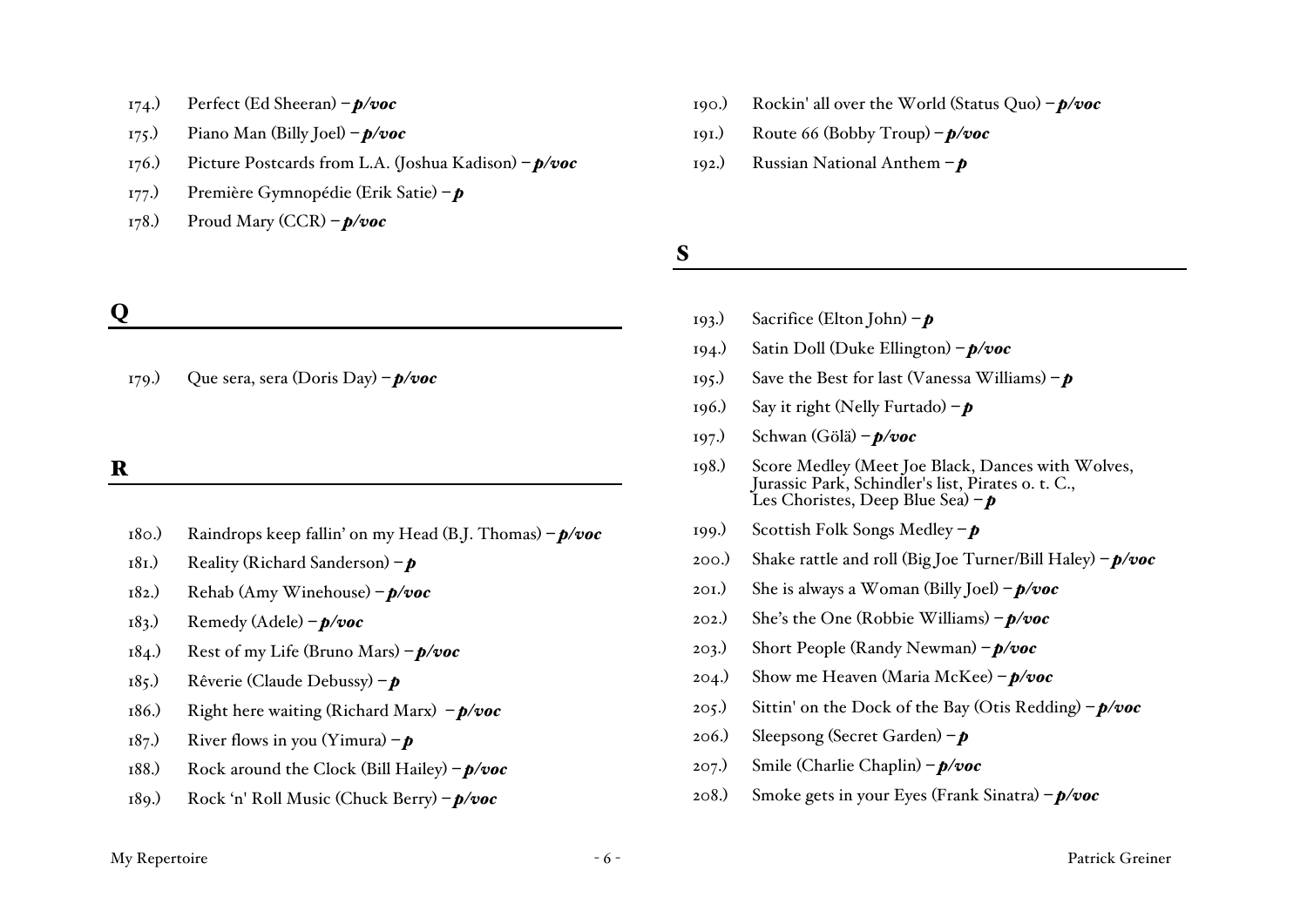174.) Perfect (Ed Sheeran) – ***p/voc***

175.) Piano Man (Billy Joel) – ***p/voc***

176.) Picture Postcards from L.A. (Joshua Kadison) – ***p/voc***

177.) Première Gymnopédie (Erik Satie) – ***p***

178.) Proud Mary (CCR) – ***p/voc***

## Q

179.) Que sera, sera (Doris Day) – ***p/voc***

## R

180.) Raindrops keep fallin' on my Head (B.J. Thomas) – ***p/voc***

181.) Reality (Richard Sanderson) – ***p***

182.) Rehab (Amy Winehouse) – ***p/voc***

183.) Remedy (Adele) – ***p/voc***

184.) Rest of my Life (Bruno Mars) – ***p/voc***

185.) Rêverie (Claude Debussy) – ***p***

186.) Right here waiting (Richard Marx) – ***p/voc***

187.) River flows in you (Yimura) – ***p***

188.) Rock around the Clock (Bill Hailey) – ***p/voc***

189.) Rock 'n' Roll Music (Chuck Berry) – ***p/voc***

190.) Rockin' all over the World (Status Quo) – ***p/voc***

191.) Route 66 (Bobby Troup) – ***p/voc***

192.) Russian National Anthem – ***p***

## S

193.) Sacrifice (Elton John) – ***p***

194.) Satin Doll (Duke Ellington) – ***p/voc***

195.) Save the Best for last (Vanessa Williams) – ***p***

196.) Say it right (Nelly Furtado) – ***p***

197.) Schwan (Gölä) – ***p/voc***

198.) Score Medley (Meet Joe Black, Dances with Wolves, Jurassic Park, Schindler's list, Pirates o. t. C., Les Choristes, Deep Blue Sea) – ***p***

199.) Scottish Folk Songs Medley – ***p***

200.) Shake rattle and roll (Big Joe Turner/Bill Haley) – ***p/voc***

201.) She is always a Woman (Billy Joel) – ***p/voc***

202.) She's the One (Robbie Williams) – ***p/voc***

203.) Short People (Randy Newman) – ***p/voc***

204.) Show me Heaven (Maria McKee) – ***p/voc***

205.) Sittin' on the Dock of the Bay (Otis Redding) – ***p/voc***

206.) Sleepsong (Secret Garden) – ***p***

207.) Smile (Charlie Chaplin) – ***p/voc***

208.) Smoke gets in your Eyes (Frank Sinatra) – ***p/voc***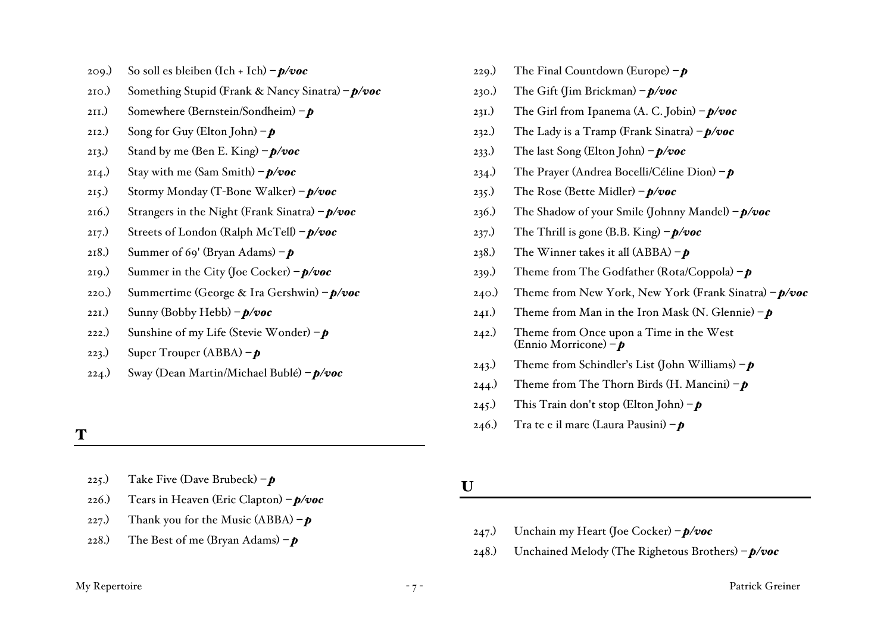209.) So soll es bleiben (Ich + Ich) – ***p/voc***

210.) Something Stupid (Frank & Nancy Sinatra) – ***p/voc***

211.) Somewhere (Bernstein/Sondheim) – ***p***

212.) Song for Guy (Elton John) – ***p***

213.) Stand by me (Ben E. King) – ***p/voc***

214.) Stay with me (Sam Smith) – ***p/voc***

215.) Stormy Monday (T-Bone Walker) – ***p/voc***

216.) Strangers in the Night (Frank Sinatra) – ***p/voc***

217.) Streets of London (Ralph McTell) – ***p/voc***

218.) Summer of 69' (Bryan Adams) – ***p***

219.) Summer in the City (Joe Cocker) – ***p/voc***

220.) Summertime (George & Ira Gershwin) – ***p/voc***

221.) Sunny (Bobby Hebb) – ***p/voc***

222.) Sunshine of my Life (Stevie Wonder) – ***p***

223.) Super Trouper (ABBA) – ***p***

224.) Sway (Dean Martin/Michael Bublé) – ***p/voc***

## T

225.) Take Five (Dave Brubeck) – ***p***

226.) Tears in Heaven (Eric Clapton) – ***p/voc***

227.) Thank you for the Music (ABBA) – ***p***

228.) The Best of me (Bryan Adams) – ***p***

229.) The Final Countdown (Europe) – ***p***

230.) The Gift (Jim Brickman) – ***p/voc***

231.) The Girl from Ipanema (A. C. Jobin) – ***p/voc***

232.) The Lady is a Tramp (Frank Sinatra) – ***p/voc***

233.) The last Song (Elton John) – ***p/voc***

234.) The Prayer (Andrea Bocelli/Céline Dion) – ***p***

235.) The Rose (Bette Midler) – ***p/voc***

236.) The Shadow of your Smile (Johnny Mandel) – ***p/voc***

237.) The Thrill is gone (B.B. King) – ***p/voc***

238.) The Winner takes it all (ABBA) – ***p***

239.) Theme from The Godfather (Rota/Coppola) – ***p***

240.) Theme from New York, New York (Frank Sinatra) – ***p/voc***

241.) Theme from Man in the Iron Mask (N. Glennie) – ***p***

242.) Theme from Once upon a Time in the West (Ennio Morricone) – ***p***

243.) Theme from Schindler's List (John Williams) – ***p***

244.) Theme from The Thorn Birds (H. Mancini) – ***p***

245.) This Train don't stop (Elton John) – ***p***

246.) Tra te e il mare (Laura Pausini) – ***p***

## U

247.) Unchain my Heart (Joe Cocker) – ***p/voc***

248.) Unchained Melody (The Righetous Brothers) – ***p/voc***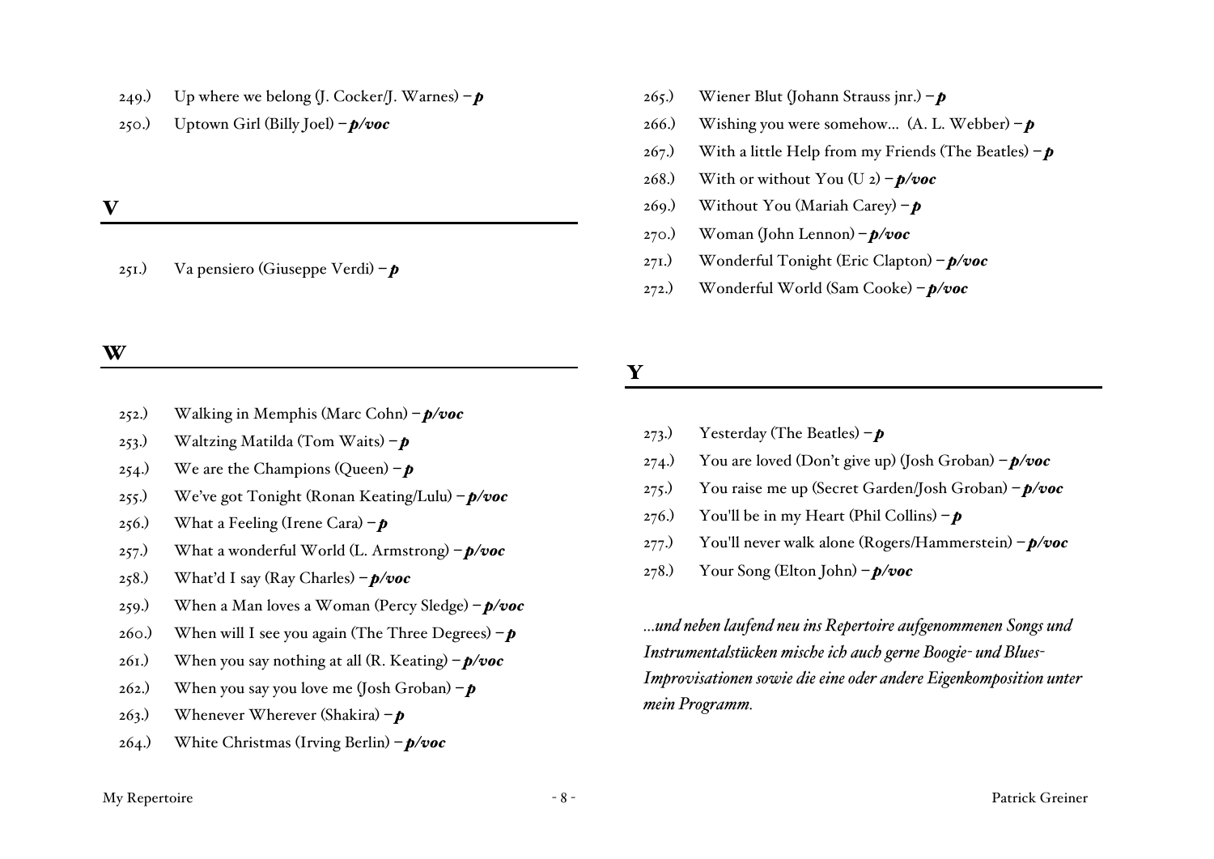249.) Up where we belong (J. Cocker/J. Warnes) – ***p***

250.) Uptown Girl (Billy Joel) – ***p/voc***

## V

251.) Va pensiero (Giuseppe Verdi) – ***p***

## W

252.) Walking in Memphis (Marc Cohn) – ***p/voc***

253.) Waltzing Matilda (Tom Waits) – ***p***

254.) We are the Champions (Queen) – ***p***

255.) We've got Tonight (Ronan Keating/Lulu) – ***p/voc***

256.) What a Feeling (Irene Cara) – ***p***

257.) What a wonderful World (L. Armstrong) – ***p/voc***

258.) What'd I say (Ray Charles) – ***p/voc***

259.) When a Man loves a Woman (Percy Sledge) – ***p/voc***

260.) When will I see you again (The Three Degrees) – ***p***

261.) When you say nothing at all (R. Keating) – ***p/voc***

262.) When you say you love me (Josh Groban) – ***p***

263.) Whenever Wherever (Shakira) – ***p***

264.) White Christmas (Irving Berlin) – ***p/voc***

265.) Wiener Blut (Johann Strauss jnr.) – ***p***

266.) Wishing you were somehow... (A. L. Webber) – ***p***

267.) With a little Help from my Friends (The Beatles) – ***p***

268.) With or without You (U 2) – ***p/voc***

269.) Without You (Mariah Carey) – ***p***

270.) Woman (John Lennon) – ***p/voc***

271.) Wonderful Tonight (Eric Clapton) – ***p/voc***

272.) Wonderful World (Sam Cooke) – ***p/voc***

## Y

273.) Yesterday (The Beatles) – ***p***

274.) You are loved (Don't give up) (Josh Groban) – ***p/voc***

275.) You raise me up (Secret Garden/Josh Groban) – ***p/voc***

276.) You'll be in my Heart (Phil Collins) – ***p***

277.) You'll never walk alone (Rogers/Hammerstein) – ***p/voc***

278.) Your Song (Elton John) – ***p/voc***

*...und neben laufend neu ins Repertoire aufgenommenen Songs und Instrumentalstücken mische ich auch gerne Boogie- und Blues-Improvisationen sowie die eine oder andere Eigenkomposition unter mein Programm.*